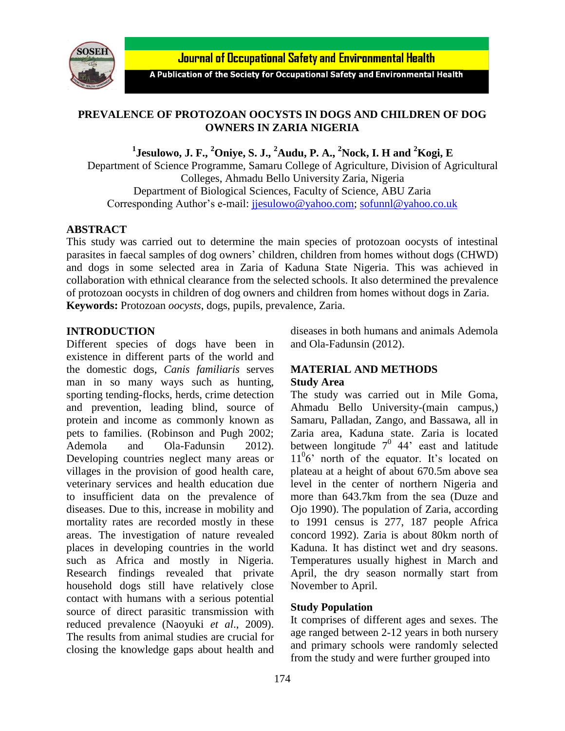# PREVALENCE OF PROTOZOAN OOCYSTS IN DOGS AND CHILDREN OF DOG OWNERS IN ZARIA NIGERIA

**[1]Jesulowo, J. F., [2]Oniye, S. J., [2]Audu, P. A., [2]Nock, I. H and [2]Kogi, E**

Department of Science Programme, Samaru College of Agriculture, Division of Agricultural Colleges, Ahmadu Bello University Zaria, Nigeria

Department of Biological Sciences, Faculty of Science, ABU Zaria

Corresponding Author's e-mail: jjesulowo@yahoo.com; sofunnl@yahoo.co.uk

## ABSTRACT

This study was carried out to determine the main species of protozoan oocysts of intestinal parasites in faecal samples of dog owners' children, children from homes without dogs (CHWD) and dogs in some selected area in Zaria of Kaduna State Nigeria. This was achieved in collaboration with ethnical clearance from the selected schools. It also determined the prevalence of protozoan oocysts in children of dog owners and children from homes without dogs in Zaria.

**Keywords:** Protozoan *oocysts*, dogs, pupils, prevalence, Zaria.

## INTRODUCTION

Different species of dogs have been in existence in different parts of the world and the domestic dogs, *Canis familiaris* serves man in so many ways such as hunting, sporting tending-flocks, herds, crime detection and prevention, leading blind, source of protein and income as commonly known as pets to families. (Robinson and Pugh 2002; Ademola and Ola-Fadunsin 2012). Developing countries neglect many areas or villages in the provision of good health care, veterinary services and health education due to insufficient data on the prevalence of diseases. Due to this, increase in mobility and mortality rates are recorded mostly in these areas. The investigation of nature revealed places in developing countries in the world such as Africa and mostly in Nigeria. Research findings revealed that private household dogs still have relatively close contact with humans with a serious potential source of direct parasitic transmission with reduced prevalence (Naoyuki *et al*., 2009). The results from animal studies are crucial for closing the knowledge gaps about health and diseases in both humans and animals Ademola and Ola-Fadunsin (2012).

## MATERIAL AND METHODS

### Study Area

The study was carried out in Mile Goma, Ahmadu Bello University-(main campus,) Samaru, Palladan, Zango, and Bassawa, all in Zaria area, Kaduna state. Zaria is located between longitude $7^0$ 44' east and latitude $11^0$6' north of the equator. It's located on plateau at a height of about 670.5m above sea level in the center of northern Nigeria and more than 643.7km from the sea (Duze and Ojo 1990). The population of Zaria, according to 1991 census is 277, 187 people Africa concord 1992). Zaria is about 80km north of Kaduna. It has distinct wet and dry seasons. Temperatures usually highest in March and April, the dry season normally start from November to April.

### Study Population

It comprises of different ages and sexes. The age ranged between 2-12 years in both nursery and primary schools were randomly selected from the study and were further grouped into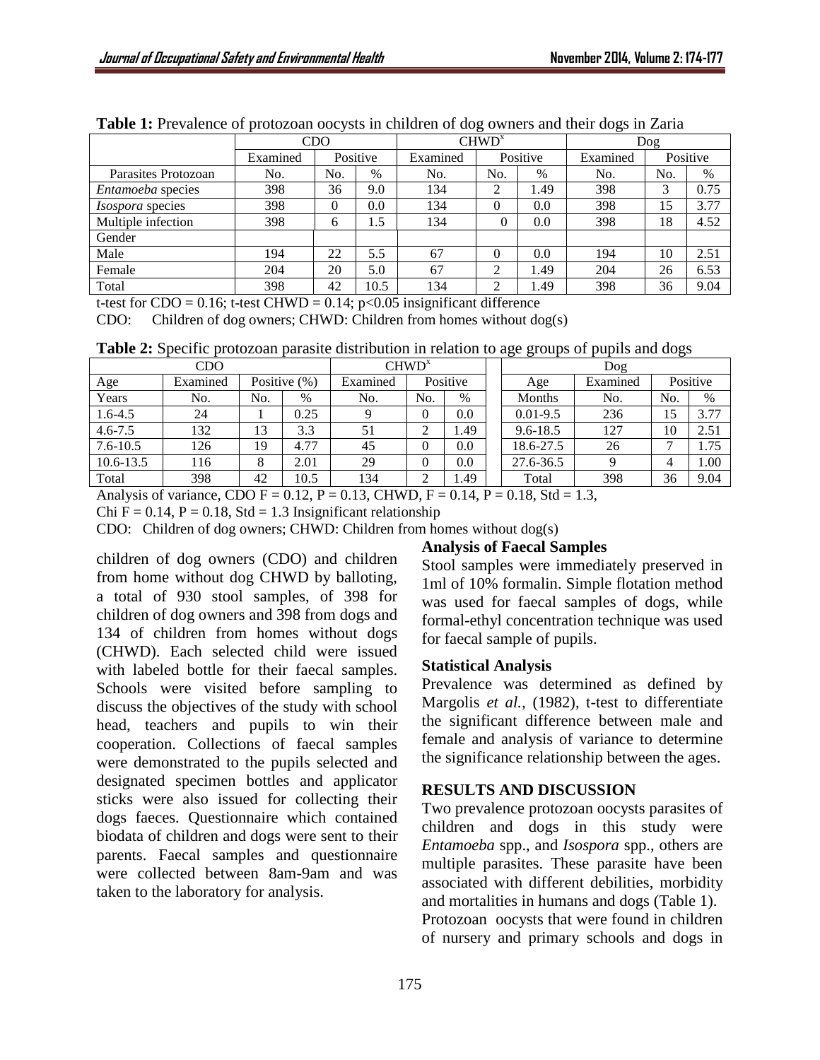**Table 1:** Prevalence of protozoan oocysts in children of dog owners and their dogs in Zaria

| | CDO | | | CHWD[x] | | | Dog | | |
|---|---|---|---|---|---|---|---|---|---|
| | Examined | Positive | | Examined | Positive | | Examined | Positive | |
| Parasites Protozoan | No. | No. | % | No. | No. | % | No. | No. | % |
| *Entamoeba* species | 398 | 36 | 9.0 | 134 | 2 | 1.49 | 398 | 3 | 0.75 |
| *Isospora* species | 398 | 0 | 0.0 | 134 | 0 | 0.0 | 398 | 15 | 3.77 |
| Multiple infection | 398 | 6 | 1.5 | 134 | 0 | 0.0 | 398 | 18 | 4.52 |
| Gender | | | | | | | | | |
| Male | 194 | 22 | 5.5 | 67 | 0 | 0.0 | 194 | 10 | 2.51 |
| Female | 204 | 20 | 5.0 | 67 | 2 | 1.49 | 204 | 26 | 6.53 |
| Total | 398 | 42 | 10.5 | 134 | 2 | 1.49 | 398 | 36 | 9.04 |

t-test for CDO = 0.16; t-test CHWD = 0.14; $p<0.05$ insignificant difference

CDO: Children of dog owners; CHWD: Children from homes without dog(s)

**Table 2:** Specific protozoan parasite distribution in relation to age groups of pupils and dogs

| CDO | | | | CHWD[x] | | | Dog | | | |
|---|---|---|---|---|---|---|---|---|---|---|
| Age | Examined | Positive (%) | | Examined | Positive | | Age | Examined | Positive | |
| Years | No. | No. | % | No. | No. | % | Months | No. | No. | % |
| 1.6-4.5 | 24 | 1 | 0.25 | 9 | 0 | 0.0 | 0.01-9.5 | 236 | 15 | 3.77 |
| 4.6-7.5 | 132 | 13 | 3.3 | 51 | 2 | 1.49 | 9.6-18.5 | 127 | 10 | 2.51 |
| 7.6-10.5 | 126 | 19 | 4.77 | 45 | 0 | 0.0 | 18.6-27.5 | 26 | 7 | 1.75 |
| 10.6-13.5 | 116 | 8 | 2.01 | 29 | 0 | 0.0 | 27.6-36.5 | 9 | 4 | 1.00 |
| Total | 398 | 42 | 10.5 | 134 | 2 | 1.49 | Total | 398 | 36 | 9.04 |

Analysis of variance, CDO F = 0.12, P = 0.13, CHWD, F = 0.14, P = 0.18, Std = 1.3,

Chi F = 0.14, P = 0.18, Std = 1.3 Insignificant relationship

CDO: Children of dog owners; CHWD: Children from homes without dog(s)

children of dog owners (CDO) and children from home without dog CHWD by balloting, a total of 930 stool samples, of 398 for children of dog owners and 398 from dogs and 134 of children from homes without dogs (CHWD). Each selected child were issued with labeled bottle for their faecal samples. Schools were visited before sampling to discuss the objectives of the study with school head, teachers and pupils to win their cooperation. Collections of faecal samples were demonstrated to the pupils selected and designated specimen bottles and applicator sticks were also issued for collecting their dogs faeces. Questionnaire which contained biodata of children and dogs were sent to their parents. Faecal samples and questionnaire were collected between 8am-9am and was taken to the laboratory for analysis.

### Analysis of Faecal Samples

Stool samples were immediately preserved in 1ml of 10% formalin. Simple flotation method was used for faecal samples of dogs, while formal-ethyl concentration technique was used for faecal sample of pupils.

### Statistical Analysis

Prevalence was determined as defined by Margolis *et al.,* (1982), t-test to differentiate the significant difference between male and female and analysis of variance to determine the significance relationship between the ages.

## RESULTS AND DISCUSSION

Two prevalence protozoan oocysts parasites of children and dogs in this study were *Entamoeba* spp., and *Isospora* spp., others are multiple parasites. These parasite have been associated with different debilities, morbidity and mortalities in humans and dogs (Table 1). Protozoan oocysts that were found in children of nursery and primary schools and dogs in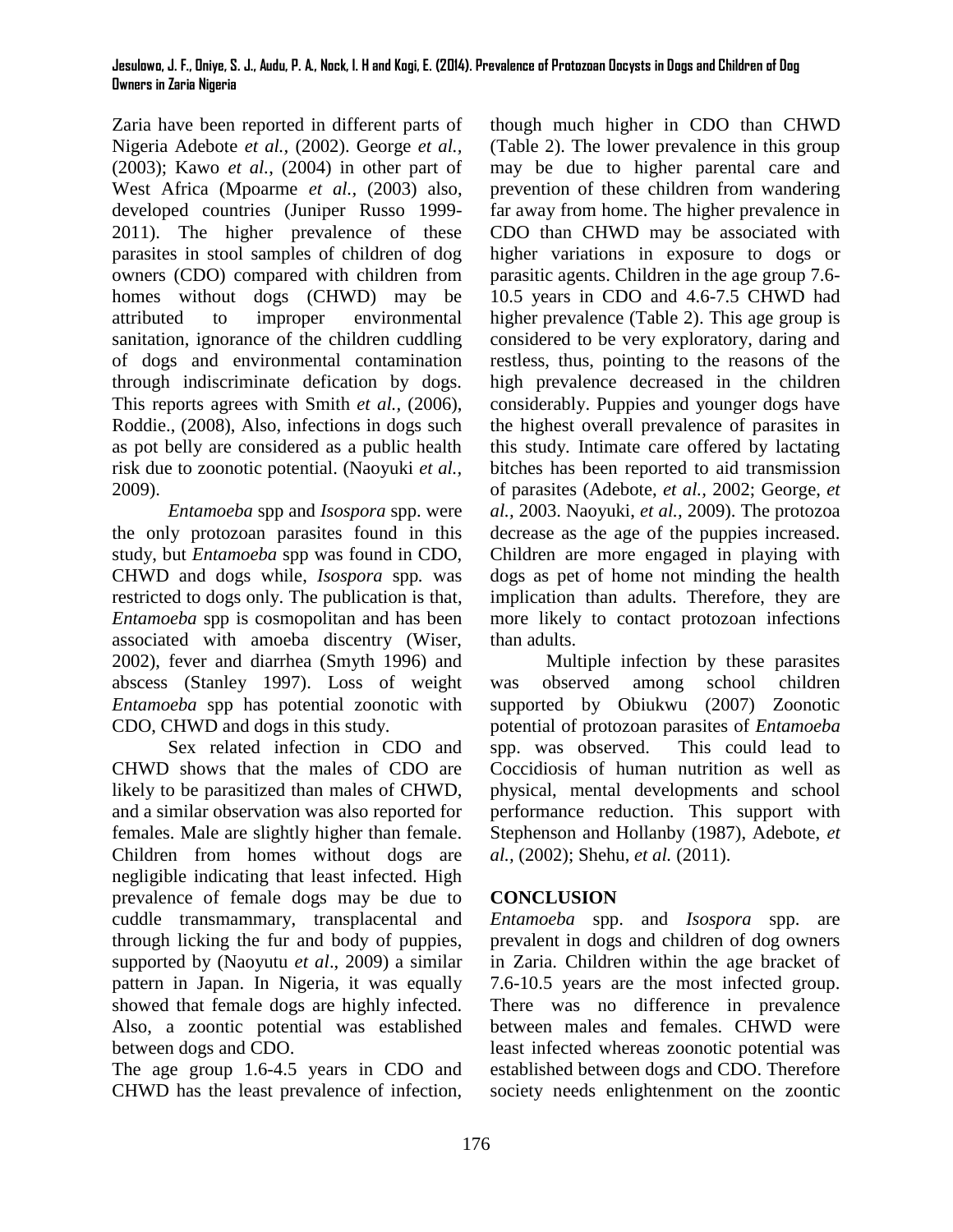Zaria have been reported in different parts of Nigeria Adebote *et al.*, (2002). George *et al.,* (2003); Kawo *et al.*, (2004) in other part of West Africa (Mpoarme *et al.,* (2003) also, developed countries (Juniper Russo 1999-2011). The higher prevalence of these parasites in stool samples of children of dog owners (CDO) compared with children from homes without dogs (CHWD) may be attributed to improper environmental sanitation, ignorance of the children cuddling of dogs and environmental contamination through indiscriminate defication by dogs. This reports agrees with Smith *et al.,* (2006), Roddie., (2008), Also, infections in dogs such as pot belly are considered as a public health risk due to zoonotic potential. (Naoyuki *et al.,* 2009).

*Entamoeba* spp and *Isospora* spp. were the only protozoan parasites found in this study, but *Entamoeba* spp was found in CDO, CHWD and dogs while, *Isospora* spp. was restricted to dogs only. The publication is that, *Entamoeba* spp is cosmopolitan and has been associated with amoeba discentry (Wiser, 2002), fever and diarrhea (Smyth 1996) and abscess (Stanley 1997). Loss of weight *Entamoeba* spp has potential zoonotic with CDO, CHWD and dogs in this study.

Sex related infection in CDO and CHWD shows that the males of CDO are likely to be parasitized than males of CHWD, and a similar observation was also reported for females. Male are slightly higher than female. Children from homes without dogs are negligible indicating that least infected. High prevalence of female dogs may be due to cuddle transmammary, transplacental and through licking the fur and body of puppies, supported by (Naoyutu *et al*., 2009) a similar pattern in Japan. In Nigeria, it was equally showed that female dogs are highly infected. Also, a zoontic potential was established between dogs and CDO.

The age group 1.6-4.5 years in CDO and CHWD has the least prevalence of infection, though much higher in CDO than CHWD (Table 2). The lower prevalence in this group may be due to higher parental care and prevention of these children from wandering far away from home. The higher prevalence in CDO than CHWD may be associated with higher variations in exposure to dogs or parasitic agents. Children in the age group 7.6-10.5 years in CDO and 4.6-7.5 CHWD had higher prevalence (Table 2). This age group is considered to be very exploratory, daring and restless, thus, pointing to the reasons of the high prevalence decreased in the children considerably. Puppies and younger dogs have the highest overall prevalence of parasites in this study. Intimate care offered by lactating bitches has been reported to aid transmission of parasites (Adebote, *et al.*, 2002; George, *et al.,* 2003. Naoyuki, *et al.,* 2009). The protozoa decrease as the age of the puppies increased. Children are more engaged in playing with dogs as pet of home not minding the health implication than adults. Therefore, they are more likely to contact protozoan infections than adults.

Multiple infection by these parasites was observed among school children supported by Obiukwu (2007) Zoonotic potential of protozoan parasites of *Entamoeba* spp. was observed. This could lead to Coccidiosis of human nutrition as well as physical, mental developments and school performance reduction. This support with Stephenson and Hollanby (1987), Adebote, *et al.,* (2002); Shehu, *et al.* (2011).

## CONCLUSION

*Entamoeba* spp. and *Isospora* spp. are prevalent in dogs and children of dog owners in Zaria. Children within the age bracket of 7.6-10.5 years are the most infected group. There was no difference in prevalence between males and females. CHWD were least infected whereas zoonotic potential was established between dogs and CDO. Therefore society needs enlightenment on the zoontic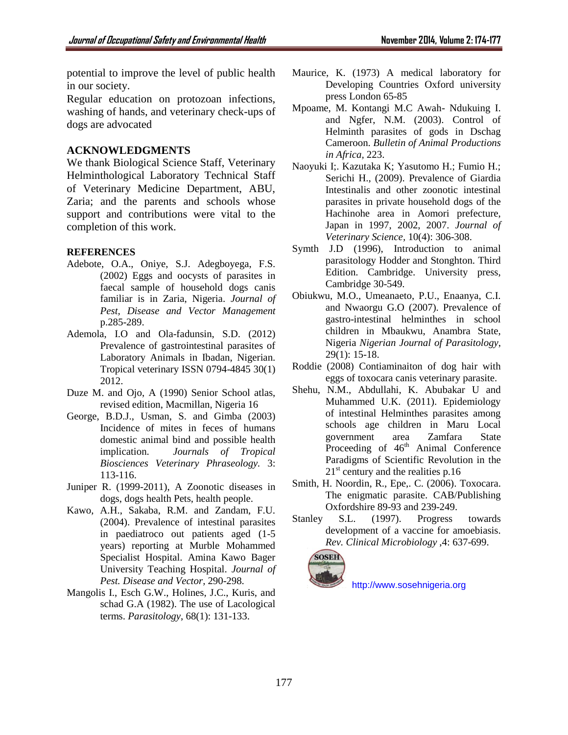potential to improve the level of public health in our society.

Regular education on protozoan infections, washing of hands, and veterinary check-ups of dogs are advocated

## ACKNOWLEDGMENTS

We thank Biological Science Staff, Veterinary Helminthological Laboratory Technical Staff of Veterinary Medicine Department, ABU, Zaria; and the parents and schools whose support and contributions were vital to the completion of this work.

## REFERENCES

Adebote, O.A., Oniye, S.J. Adegboyega, F.S. (2002) Eggs and oocysts of parasites in faecal sample of household dogs canis familiar is in Zaria, Nigeria. *Journal of Pest, Disease and Vector Management* p.285-289.

Ademola, I.O and Ola-fadunsin, S.D. (2012) Prevalence of gastrointestinal parasites of Laboratory Animals in Ibadan, Nigerian. Tropical veterinary ISSN 0794-4845 30(1) 2012.

Duze M. and Ojo, A (1990) Senior School atlas, revised edition, Macmillan, Nigeria 16

George, B.D.J., Usman, S. and Gimba (2003) Incidence of mites in feces of humans domestic animal bind and possible health implication. *Journals of Tropical Biosciences Veterinary Phraseology.* 3: 113-116.

Juniper R. (1999-2011), A Zoonotic diseases in dogs, dogs health Pets, health people.

Kawo, A.H., Sakaba, R.M. and Zandam, F.U. (2004). Prevalence of intestinal parasites in paediatroco out patients aged (1-5 years) reporting at Murble Mohammed Specialist Hospital. Amina Kawo Bager University Teaching Hospital. *Journal of Pest. Disease and Vector,* 290-298.

Mangolis I., Esch G.W., Holines, J.C., Kuris, and schad G.A (1982). The use of Lacological terms. *Parasitology*, 68(1): 131-133.

Maurice, K. (1973) A medical laboratory for Developing Countries Oxford university press London 65-85

Mpoame, M. Kontangi M.C Awah- Ndukuing I. and Ngfer, N.M. (2003). Control of Helminth parasites of gods in Dschag Cameroon. *Bulletin of Animal Productions in Africa*, 223.

Naoyuki I;. Kazutaka K; Yasutomo H.; Fumio H.; Serichi H., (2009). Prevalence of Giardia Intestinalis and other zoonotic intestinal parasites in private household dogs of the Hachinohe area in Aomori prefecture, Japan in 1997, 2002, 2007. *Journal of Veterinary Science*, 10(4): 306-308.

Symth J.D (1996), Introduction to animal parasitology Hodder and Stonghton. Third Edition. Cambridge. University press, Cambridge 30-549.

Obiukwu, M.O., Umeanaeto, P.U., Enaanya, C.I. and Nwaorgu G.O (2007). Prevalence of gastro-intestinal helminthes in school children in Mbaukwu, Anambra State, Nigeria *Nigerian Journal of Parasitology*, 29(1): 15-18.

Roddie (2008) Contiaminaiton of dog hair with eggs of toxocara canis veterinary parasite.

Shehu, N.M., Abdullahi, K. Abubakar U and Muhammed U.K. (2011). Epidemiology of intestinal Helminthes parasites among schools age children in Maru Local government area Zamfara State Proceeding of 46th Animal Conference Paradigms of Scientific Revolution in the 21st century and the realities p.16

Smith, H. Noordin, R., Epe,. C. (2006). Toxocara. The enigmatic parasite. CAB/Publishing Oxfordshire 89-93 and 239-249.

Stanley S.L. (1997). Progress towards development of a vaccine for amoebiasis. *Rev. Clinical Microbiology* ,4: 637-699.

http://www.sosehnigeria.org